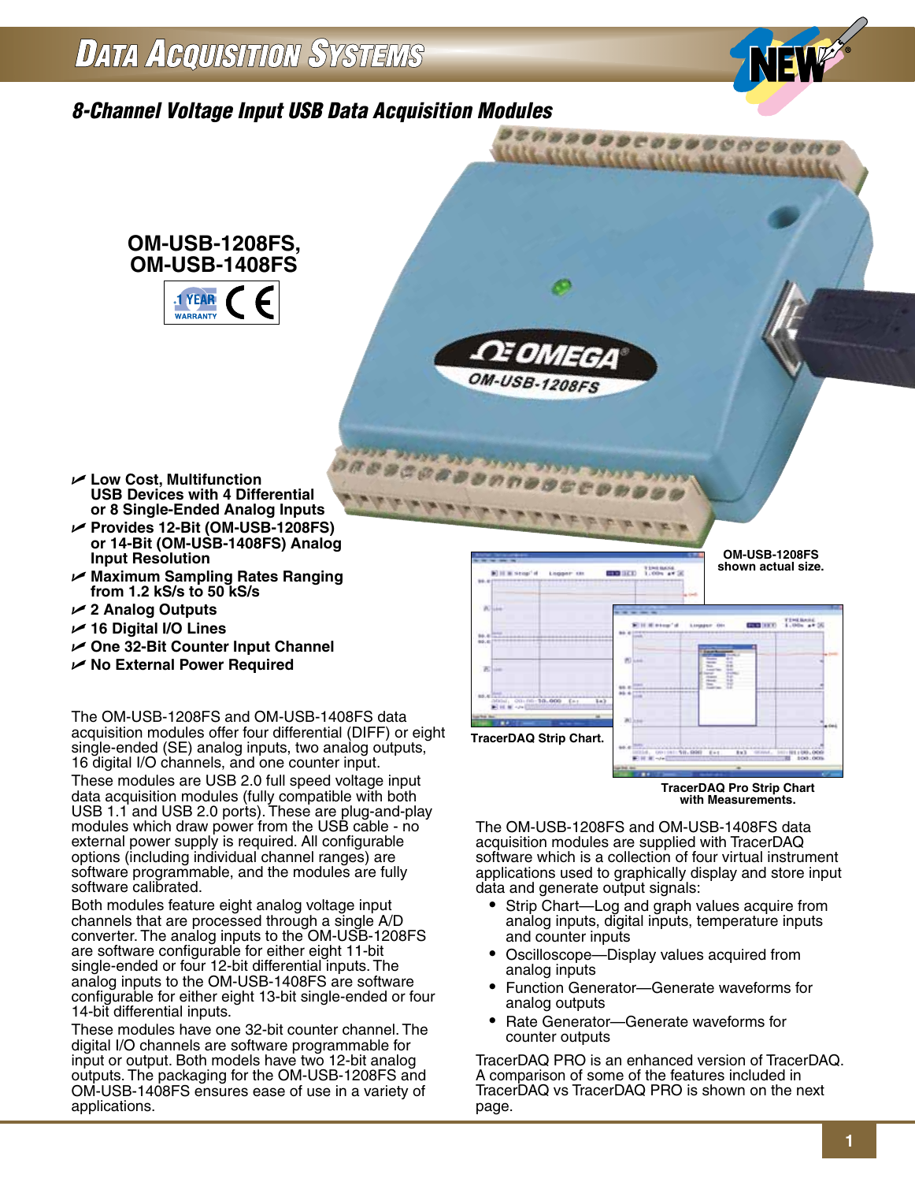# Data Acquisition Systems

## 8-Channel Voltage Input USB Data Acquisition Modules

### OM-USB-1208FS, OM-USB-1408FS

1 YEAR WARRANTY

- **Low Cost, Multifunction USB Devices with 4 Differential or 8 Single-Ended Analog Inputs**
- **Provides 12-Bit (OM-USB-1208FS) or 14-Bit (OM-USB-1408FS) Analog Input Resolution**
- **Maximum Sampling Rates Ranging from 1.2 kS/s to 50 kS/s**
- **2 Analog Outputs**
- **16 Digital I/O Lines**
- **One 32-Bit Counter Input Channel**
- **No External Power Required**

OM-USB-1208FS shown actual size.

TracerDAQ Strip Chart.

TracerDAQ Pro Strip Chart with Measurements.

The OM-USB-1208FS and OM-USB-1408FS data acquisition modules offer four differential (DIFF) or eight single-ended (SE) analog inputs, two analog outputs, 16 digital I/O channels, and one counter input.

These modules are USB 2.0 full speed voltage input data acquisition modules (fully compatible with both USB 1.1 and USB 2.0 ports). These are plug-and-play modules which draw power from the USB cable - no external power supply is required. All configurable options (including individual channel ranges) are software programmable, and the modules are fully software calibrated.

Both modules feature eight analog voltage input channels that are processed through a single A/D converter. The analog inputs to the OM-USB-1208FS are software configurable for either eight 11-bit single-ended or four 12-bit differential inputs. The analog inputs to the OM-USB-1408FS are software configurable for either eight 13-bit single-ended or four 14-bit differential inputs.

These modules have one 32-bit counter channel. The digital I/O channels are software programmable for input or output. Both models have two 12-bit analog outputs. The packaging for the OM-USB-1208FS and OM-USB-1408FS ensures ease of use in a variety of applications.

The OM-USB-1208FS and OM-USB-1408FS data acquisition modules are supplied with TracerDAQ software which is a collection of four virtual instrument applications used to graphically display and store input data and generate output signals:

- Strip Chart—Log and graph values acquire from analog inputs, digital inputs, temperature inputs and counter inputs
- Oscilloscope—Display values acquired from analog inputs
- Function Generator—Generate waveforms for analog outputs
- Rate Generator—Generate waveforms for counter outputs

TracerDAQ PRO is an enhanced version of TracerDAQ. A comparison of some of the features included in TracerDAQ vs TracerDAQ PRO is shown on the next page.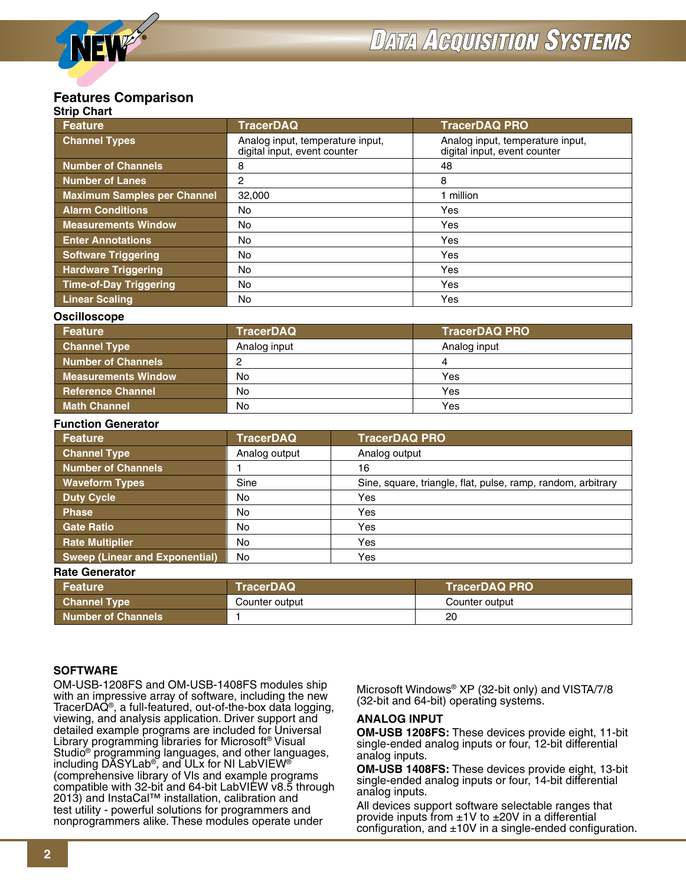## Features Comparison

### Strip Chart

| Feature | TracerDAQ | TracerDAQ PRO |
|---|---|---|
| Channel Types | Analog input, temperature input, digital input, event counter | Analog input, temperature input, digital input, event counter |
| Number of Channels | 8 | 48 |
| Number of Lanes | 2 | 8 |
| Maximum Samples per Channel | 32,000 | 1 million |
| Alarm Conditions | No | Yes |
| Measurements Window | No | Yes |
| Enter Annotations | No | Yes |
| Software Triggering | No | Yes |
| Hardware Triggering | No | Yes |
| Time-of-Day Triggering | No | Yes |
| Linear Scaling | No | Yes |

### Oscilloscope

| Feature | TracerDAQ | TracerDAQ PRO |
|---|---|---|
| Channel Type | Analog input | Analog input |
| Number of Channels | 2 | 4 |
| Measurements Window | No | Yes |
| Reference Channel | No | Yes |
| Math Channel | No | Yes |

### Function Generator

| Feature | TracerDAQ | TracerDAQ PRO |
|---|---|---|
| Channel Type | Analog output | Analog output |
| Number of Channels | 1 | 16 |
| Waveform Types | Sine | Sine, square, triangle, flat, pulse, ramp, random, arbitrary |
| Duty Cycle | No | Yes |
| Phase | No | Yes |
| Gate Ratio | No | Yes |
| Rate Multiplier | No | Yes |
| Sweep (Linear and Exponential) | No | Yes |

### Rate Generator

| Feature | TracerDAQ | TracerDAQ PRO |
|---|---|---|
| Channel Type | Counter output | Counter output |
| Number of Channels | 1 | 20 |

### SOFTWARE

OM-USB-1208FS and OM-USB-1408FS modules ship with an impressive array of software, including the new TracerDAQ®, a full-featured, out-of-the-box data logging, viewing, and analysis application. Driver support and detailed example programs are included for Universal Library programming libraries for Microsoft® Visual Studio® programming languages, and other languages, including DASYLab®, and ULx for NI LabVIEW® (comprehensive library of VIs and example programs compatible with 32-bit and 64-bit LabVIEW v8.5 through 2013) and InstaCal™ installation, calibration and test utility - powerful solutions for programmers and nonprogrammers alike. These modules operate under Microsoft Windows® XP (32-bit only) and VISTA/7/8 (32-bit and 64-bit) operating systems.

### ANALOG INPUT

**OM-USB 1208FS:** These devices provide eight, 11-bit single-ended analog inputs or four, 12-bit differential analog inputs.

**OM-USB 1408FS:** These devices provide eight, 13-bit single-ended analog inputs or four, 14-bit differential analog inputs.

All devices support software selectable ranges that provide inputs from ±1V to ±20V in a differential configuration, and ±10V in a single-ended configuration.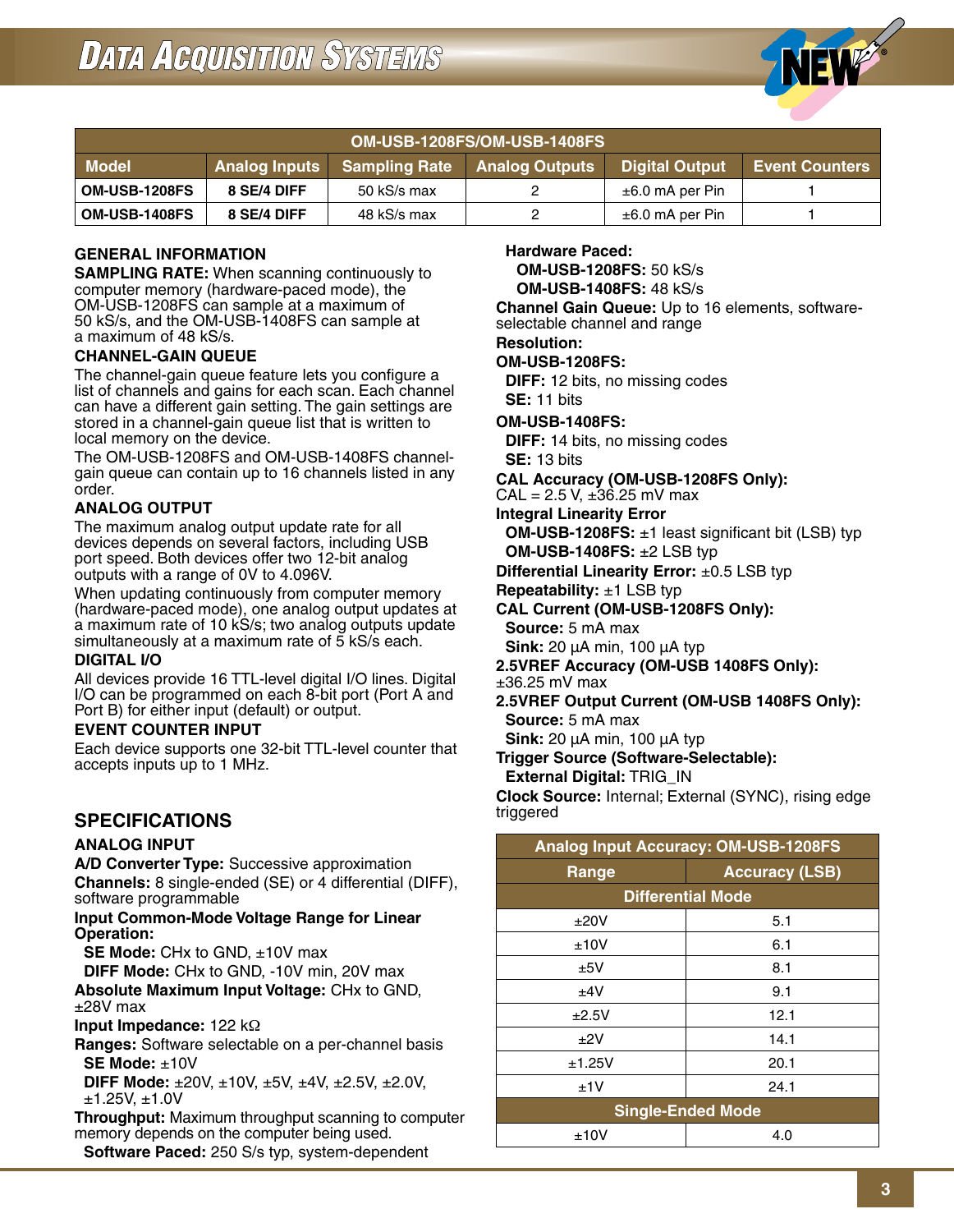| OM-USB-1208FS/OM-USB-1408FS | | | | | |
|---|---|---|---|---|---|
| **Model** | **Analog Inputs** | **Sampling Rate** | **Analog Outputs** | **Digital Output** | **Event Counters** |
| **OM-USB-1208FS** | **8 SE/4 DIFF** | 50 kS/s max | 2 | ±6.0 mA per Pin | 1 |
| **OM-USB-1408FS** | **8 SE/4 DIFF** | 48 kS/s max | 2 | ±6.0 mA per Pin | 1 |

### GENERAL INFORMATION

**SAMPLING RATE:** When scanning continuously to computer memory (hardware-paced mode), the OM-USB-1208FS can sample at a maximum of 50 kS/s, and the OM-USB-1408FS can sample at a maximum of 48 kS/s.

**CHANNEL-GAIN QUEUE**

The channel-gain queue feature lets you configure a list of channels and gains for each scan. Each channel can have a different gain setting. The gain settings are stored in a channel-gain queue list that is written to local memory on the device.

The OM-USB-1208FS and OM-USB-1408FS channel-gain queue can contain up to 16 channels listed in any order.

**ANALOG OUTPUT**

The maximum analog output update rate for all devices depends on several factors, including USB port speed. Both devices offer two 12-bit analog outputs with a range of 0V to 4.096V.

When updating continuously from computer memory (hardware-paced mode), one analog output updates at a maximum rate of 10 kS/s; two analog outputs update simultaneously at a maximum rate of 5 kS/s each.

**DIGITAL I/O**

All devices provide 16 TTL-level digital I/O lines. Digital I/O can be programmed on each 8-bit port (Port A and Port B) for either input (default) or output.

**EVENT COUNTER INPUT**

Each device supports one 32-bit TTL-level counter that accepts inputs up to 1 MHz.

## SPECIFICATIONS

**ANALOG INPUT**

**A/D Converter Type:** Successive approximation

**Channels:** 8 single-ended (SE) or 4 differential (DIFF), software programmable

**Input Common-Mode Voltage Range for Linear Operation:**

- **SE Mode:** CHx to GND, ±10V max
- **DIFF Mode:** CHx to GND, -10V min, 20V max

**Absolute Maximum Input Voltage:** CHx to GND, ±28V max

**Input Impedance:** 122 kΩ

**Ranges:** Software selectable on a per-channel basis

- **SE Mode:** ±10V
- **DIFF Mode:** ±20V, ±10V, ±5V, ±4V, ±2.5V, ±2.0V, ±1.25V, ±1.0V

**Throughput:** Maximum throughput scanning to computer memory depends on the computer being used.

- **Software Paced:** 250 S/s typ, system-dependent
- **Hardware Paced:**
  - **OM-USB-1208FS:** 50 kS/s
  - **OM-USB-1408FS:** 48 kS/s

**Channel Gain Queue:** Up to 16 elements, software-selectable channel and range

**Resolution:**

**OM-USB-1208FS:**

- **DIFF:** 12 bits, no missing codes
- **SE:** 11 bits

**OM-USB-1408FS:**

- **DIFF:** 14 bits, no missing codes
- **SE:** 13 bits

**CAL Accuracy (OM-USB-1208FS Only):** CAL = 2.5 V, ±36.25 mV max

**Integral Linearity Error**

- **OM-USB-1208FS:** ±1 least significant bit (LSB) typ
- **OM-USB-1408FS:** ±2 LSB typ

**Differential Linearity Error:** ±0.5 LSB typ

**Repeatability:** ±1 LSB typ

**CAL Current (OM-USB-1208FS Only):**

- **Source:** 5 mA max
- **Sink:** 20 µA min, 100 µA typ

**2.5VREF Accuracy (OM-USB 1408FS Only):** ±36.25 mV max

**2.5VREF Output Current (OM-USB 1408FS Only):**

- **Source:** 5 mA max
- **Sink:** 20 µA min, 100 µA typ

**Trigger Source (Software-Selectable):**

- **External Digital:** TRIG_IN

**Clock Source:** Internal; External (SYNC), rising edge triggered

| Analog Input Accuracy: OM-USB-1208FS | |
|---|---|
| **Range** | **Accuracy (LSB)** |
| **Differential Mode** | |
| ±20V | 5.1 |
| ±10V | 6.1 |
| ±5V | 8.1 |
| ±4V | 9.1 |
| ±2.5V | 12.1 |
| ±2V | 14.1 |
| ±1.25V | 20.1 |
| ±1V | 24.1 |
| **Single-Ended Mode** | |
| ±10V | 4.0 |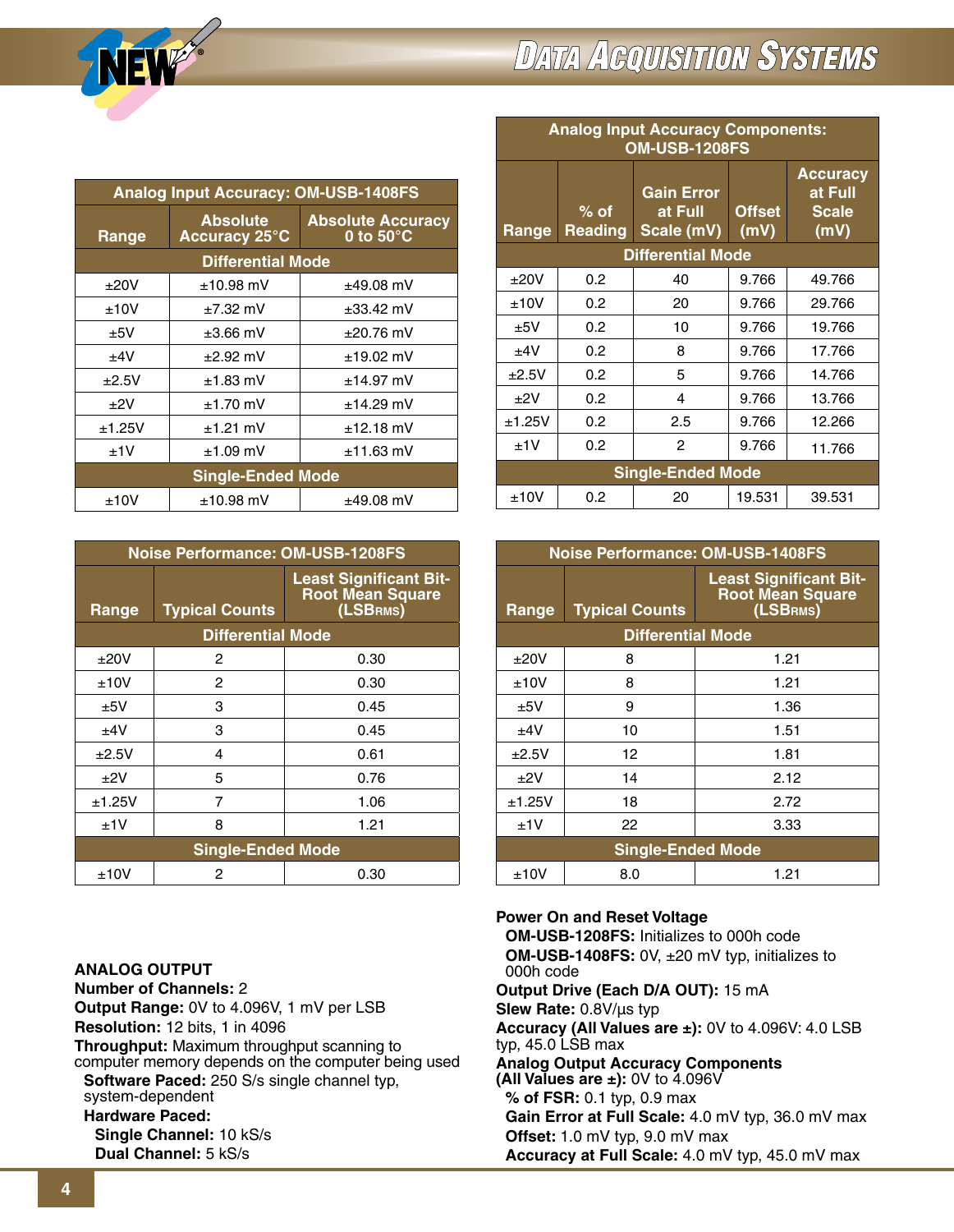# Data Acquisition Systems

| Analog Input Accuracy: OM-USB-1408FS | | |
|---|---|---|
| Range | Absolute Accuracy 25°C | Absolute Accuracy 0 to 50°C |
| **Differential Mode** | | |
| ±20V | ±10.98 mV | ±49.08 mV |
| ±10V | ±7.32 mV | ±33.42 mV |
| ±5V | ±3.66 mV | ±20.76 mV |
| ±4V | ±2.92 mV | ±19.02 mV |
| ±2.5V | ±1.83 mV | ±14.97 mV |
| ±2V | ±1.70 mV | ±14.29 mV |
| ±1.25V | ±1.21 mV | ±12.18 mV |
| ±1V | ±1.09 mV | ±11.63 mV |
| **Single-Ended Mode** | | |
| ±10V | ±10.98 mV | ±49.08 mV |

| Analog Input Accuracy Components: OM-USB-1208FS | | | | |
|---|---|---|---|---|
| Range | % of Reading | Gain Error at Full Scale (mV) | Offset (mV) | Accuracy at Full Scale (mV) |
| **Differential Mode** | | | | |
| ±20V | 0.2 | 40 | 9.766 | 49.766 |
| ±10V | 0.2 | 20 | 9.766 | 29.766 |
| ±5V | 0.2 | 10 | 9.766 | 19.766 |
| ±4V | 0.2 | 8 | 9.766 | 17.766 |
| ±2.5V | 0.2 | 5 | 9.766 | 14.766 |
| ±2V | 0.2 | 4 | 9.766 | 13.766 |
| ±1.25V | 0.2 | 2.5 | 9.766 | 12.266 |
| ±1V | 0.2 | 2 | 9.766 | 11.766 |
| **Single-Ended Mode** | | | | |
| ±10V | 0.2 | 20 | 19.531 | 39.531 |

| Noise Performance: OM-USB-1208FS | | |
|---|---|---|
| Range | Typical Counts | Least Significant Bit-Root Mean Square (LSBRMS) |
| **Differential Mode** | | |
| ±20V | 2 | 0.30 |
| ±10V | 2 | 0.30 |
| ±5V | 3 | 0.45 |
| ±4V | 3 | 0.45 |
| ±2.5V | 4 | 0.61 |
| ±2V | 5 | 0.76 |
| ±1.25V | 7 | 1.06 |
| ±1V | 8 | 1.21 |
| **Single-Ended Mode** | | |
| ±10V | 2 | 0.30 |

| Noise Performance: OM-USB-1408FS | | |
|---|---|---|
| Range | Typical Counts | Least Significant Bit-Root Mean Square (LSBRMS) |
| **Differential Mode** | | |
| ±20V | 8 | 1.21 |
| ±10V | 8 | 1.21 |
| ±5V | 9 | 1.36 |
| ±4V | 10 | 1.51 |
| ±2.5V | 12 | 1.81 |
| ±2V | 14 | 2.12 |
| ±1.25V | 18 | 2.72 |
| ±1V | 22 | 3.33 |
| **Single-Ended Mode** | | |
| ±10V | 8.0 | 1.21 |

**ANALOG OUTPUT**
**Number of Channels:** 2
**Output Range:** 0V to 4.096V, 1 mV per LSB
**Resolution:** 12 bits, 1 in 4096
**Throughput:** Maximum throughput scanning to computer memory depends on the computer being used
  **Software Paced:** 250 S/s single channel typ, system-dependent
  **Hardware Paced:**
    **Single Channel:** 10 kS/s
    **Dual Channel:** 5 kS/s

**Power On and Reset Voltage**
  **OM-USB-1208FS:** Initializes to 000h code
  **OM-USB-1408FS:** 0V, ±20 mV typ, initializes to 000h code
**Output Drive (Each D/A OUT):** 15 mA
**Slew Rate:** 0.8V/µs typ
**Accuracy (All Values are ±):** 0V to 4.096V: 4.0 LSB typ, 45.0 LSB max
**Analog Output Accuracy Components (All Values are ±):** 0V to 4.096V
  **% of FSR:** 0.1 typ, 0.9 max
  **Gain Error at Full Scale:** 4.0 mV typ, 36.0 mV max
  **Offset:** 1.0 mV typ, 9.0 mV max
  **Accuracy at Full Scale:** 4.0 mV typ, 45.0 mV max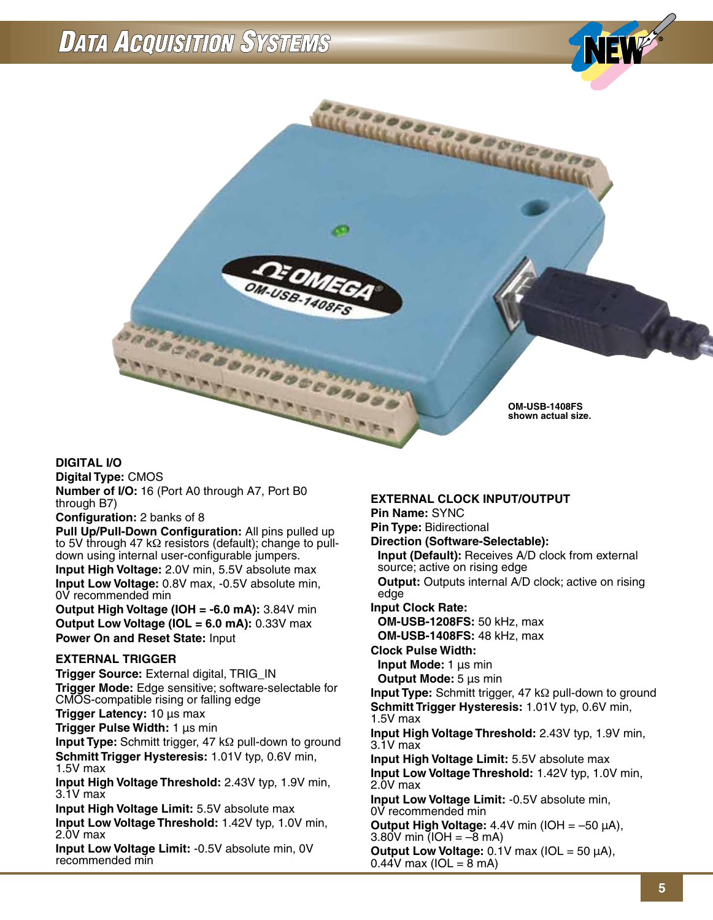# Data Acquisition Systems

OM-USB-1408FS shown actual size.

### DIGITAL I/O

**Digital Type:** CMOS
**Number of I/O:** 16 (Port A0 through A7, Port B0 through B7)
**Configuration:** 2 banks of 8
**Pull Up/Pull-Down Configuration:** All pins pulled up to 5V through 47 kΩ resistors (default); change to pull-down using internal user-configurable jumpers.
**Input High Voltage:** 2.0V min, 5.5V absolute max
**Input Low Voltage:** 0.8V max, -0.5V absolute min, 0V recommended min
**Output High Voltage (IOH = -6.0 mA):** 3.84V min
**Output Low Voltage (IOL = 6.0 mA):** 0.33V max
**Power On and Reset State:** Input

### EXTERNAL TRIGGER

**Trigger Source:** External digital, TRIG_IN
**Trigger Mode:** Edge sensitive; software-selectable for CMOS-compatible rising or falling edge
**Trigger Latency:** 10 µs max
**Trigger Pulse Width:** 1 µs min
**Input Type:** Schmitt trigger, 47 kΩ pull-down to ground
**Schmitt Trigger Hysteresis:** 1.01V typ, 0.6V min, 1.5V max
**Input High Voltage Threshold:** 2.43V typ, 1.9V min, 3.1V max
**Input High Voltage Limit:** 5.5V absolute max
**Input Low Voltage Threshold:** 1.42V typ, 1.0V min, 2.0V max
**Input Low Voltage Limit:** -0.5V absolute min, 0V recommended min

### EXTERNAL CLOCK INPUT/OUTPUT

**Pin Name:** SYNC
**Pin Type:** Bidirectional
**Direction (Software-Selectable):**
- **Input (Default):** Receives A/D clock from external source; active on rising edge
- **Output:** Outputs internal A/D clock; active on rising edge

**Input Clock Rate:**
- **OM-USB-1208FS:** 50 kHz, max
- **OM-USB-1408FS:** 48 kHz, max

**Clock Pulse Width:**
- **Input Mode:** 1 µs min
- **Output Mode:** 5 µs min

**Input Type:** Schmitt trigger, 47 kΩ pull-down to ground
**Schmitt Trigger Hysteresis:** 1.01V typ, 0.6V min, 1.5V max
**Input High Voltage Threshold:** 2.43V typ, 1.9V min, 3.1V max
**Input High Voltage Limit:** 5.5V absolute max
**Input Low Voltage Threshold:** 1.42V typ, 1.0V min, 2.0V max
**Input Low Voltage Limit:** -0.5V absolute min, 0V recommended min
**Output High Voltage:** 4.4V min (IOH = –50 µA), 3.80V min (IOH = –8 mA)
**Output Low Voltage:** 0.1V max (IOL = 50 µA), 0.44V max (IOL = 8 mA)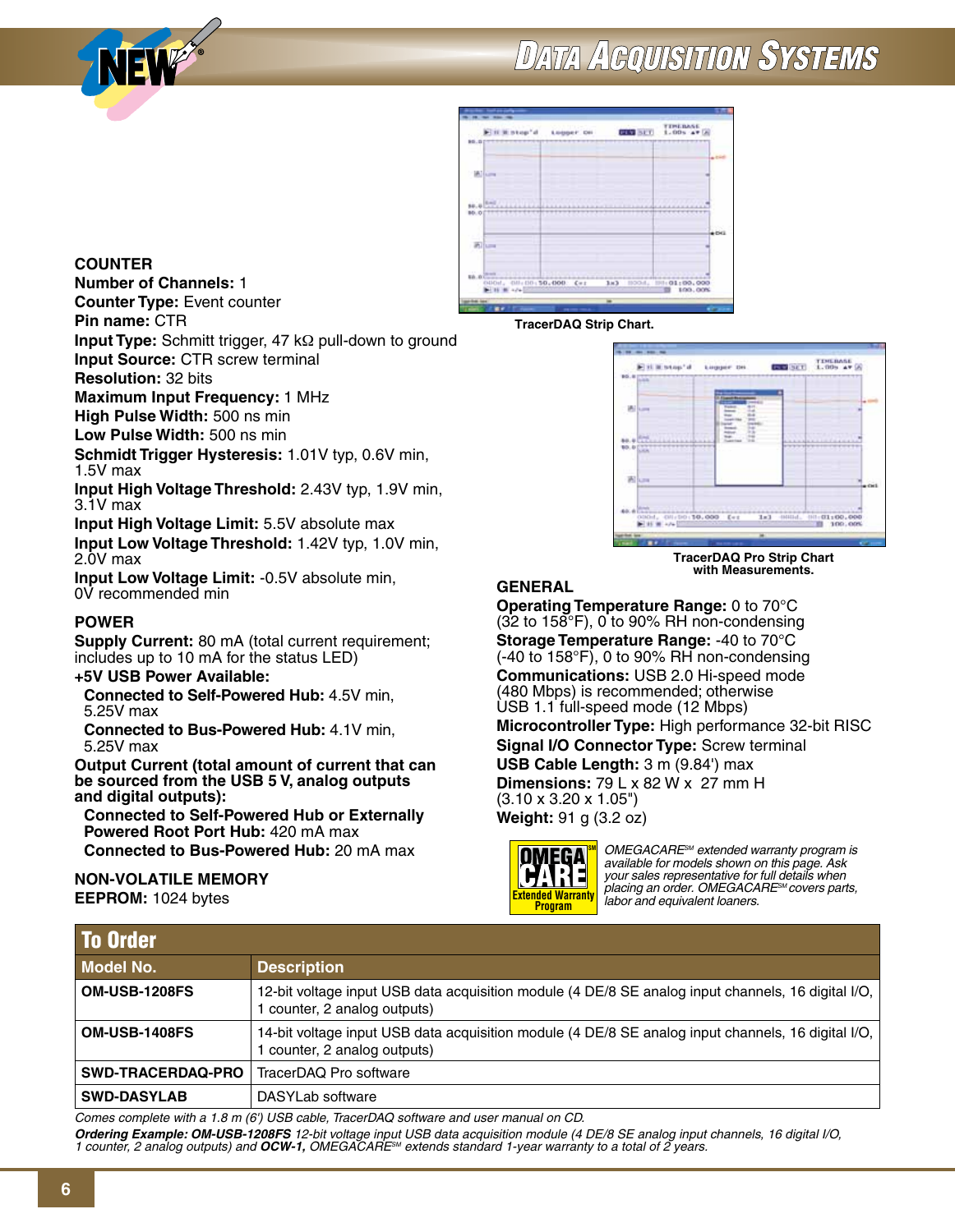# DATA ACQUISITION SYSTEMS

TracerDAQ Strip Chart.

TracerDAQ Pro Strip Chart with Measurements.

### COUNTER

**Number of Channels:** 1
**Counter Type:** Event counter
**Pin name:** CTR
**Input Type:** Schmitt trigger, 47 kΩ pull-down to ground
**Input Source:** CTR screw terminal
**Resolution:** 32 bits
**Maximum Input Frequency:** 1 MHz
**High Pulse Width:** 500 ns min
**Low Pulse Width:** 500 ns min
**Schmitt Trigger Hysteresis:** 1.01V typ, 0.6V min, 1.5V max
**Input High Voltage Threshold:** 2.43V typ, 1.9V min, 3.1V max
**Input High Voltage Limit:** 5.5V absolute max
**Input Low Voltage Threshold:** 1.42V typ, 1.0V min, 2.0V max
**Input Low Voltage Limit:** -0.5V absolute min, 0V recommended min

### POWER

**Supply Current:** 80 mA (total current requirement; includes up to 10 mA for the status LED)
**+5V USB Power Available:**
- **Connected to Self-Powered Hub:** 4.5V min, 5.25V max
- **Connected to Bus-Powered Hub:** 4.1V min, 5.25V max

**Output Current (total amount of current that can be sourced from the USB 5 V, analog outputs and digital outputs):**
- **Connected to Self-Powered Hub or Externally Powered Root Port Hub:** 420 mA max
- **Connected to Bus-Powered Hub:** 20 mA max

### NON-VOLATILE MEMORY

**EEPROM:** 1024 bytes

### GENERAL

**Operating Temperature Range:** 0 to 70°C (32 to 158°F), 0 to 90% RH non-condensing
**Storage Temperature Range:** -40 to 70°C (-40 to 158°F), 0 to 90% RH non-condensing
**Communications:** USB 2.0 Hi-speed mode (480 Mbps) is recommended; otherwise USB 1.1 full-speed mode (12 Mbps)
**Microcontroller Type:** High performance 32-bit RISC
**Signal I/O Connector Type:** Screw terminal
**USB Cable Length:** 3 m (9.84') max
**Dimensions:** 79 L x 82 W x 27 mm H (3.10 x 3.20 x 1.05")
**Weight:** 91 g (3.2 oz)

OMEGACARE℠ Extended Warranty Program

*OMEGACARE℠ extended warranty program is available for models shown on this page. Ask your sales representative for full details when placing an order. OMEGACARE℠ covers parts, labor and equivalent loaners.*

## To Order

| Model No. | Description |
|---|---|
| **OM-USB-1208FS** | 12-bit voltage input USB data acquisition module (4 DE/8 SE analog input channels, 16 digital I/O, 1 counter, 2 analog outputs) |
| **OM-USB-1408FS** | 14-bit voltage input USB data acquisition module (4 DE/8 SE analog input channels, 16 digital I/O, 1 counter, 2 analog outputs) |
| **SWD-TRACERDAQ-PRO** | TracerDAQ Pro software |
| **SWD-DASYLAB** | DASYLab software |

*Comes complete with a 1.8 m (6') USB cable, TracerDAQ software and user manual on CD.*

***Ordering Example: OM-USB-1208FS*** *12-bit voltage input USB data acquisition module (4 DE/8 SE analog input channels, 16 digital I/O, 1 counter, 2 analog outputs) and* ***OCW-1,*** *OMEGACARE℠ extends standard 1-year warranty to a total of 2 years.*